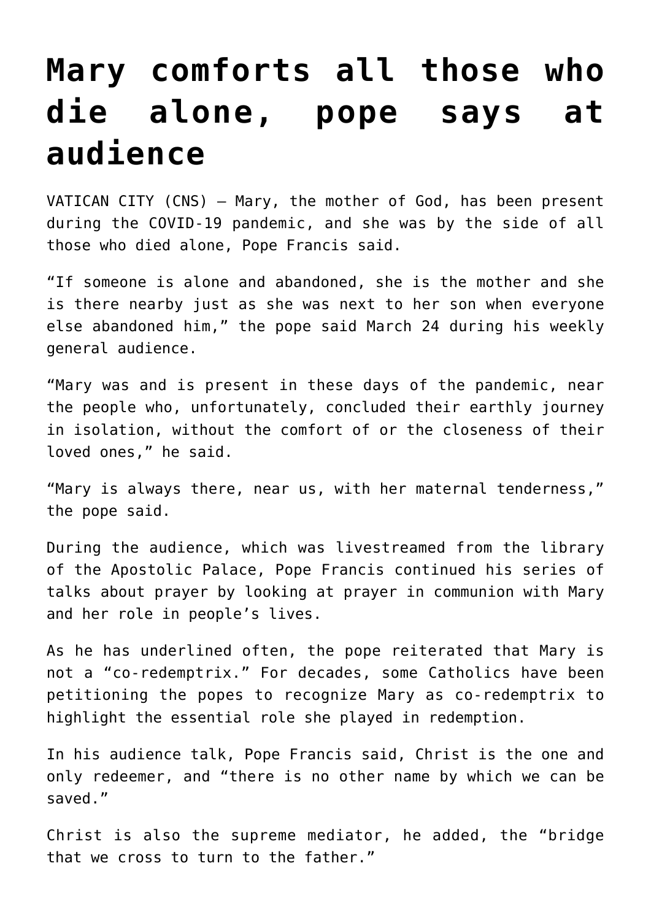# Mary comforts all those who die alone, pope says at audience

VATICAN CITY (CNS) — Mary, the mother of God, has been present during the COVID-19 pandemic, and she was by the side of all those who died alone, Pope Francis said.

"If someone is alone and abandoned, she is the mother and she is there nearby just as she was next to her son when everyone else abandoned him," the pope said March 24 during his weekly general audience.

"Mary was and is present in these days of the pandemic, near the people who, unfortunately, concluded their earthly journey in isolation, without the comfort of or the closeness of their loved ones," he said.

"Mary is always there, near us, with her maternal tenderness," the pope said.

During the audience, which was livestreamed from the library of the Apostolic Palace, Pope Francis continued his series of talks about prayer by looking at prayer in communion with Mary and her role in people's lives.

As he has underlined often, the pope reiterated that Mary is not a "co-redemptrix." For decades, some Catholics have been petitioning the popes to recognize Mary as co-redemptrix to highlight the essential role she played in redemption.

In his audience talk, Pope Francis said, Christ is the one and only redeemer, and "there is no other name by which we can be saved."

Christ is also the supreme mediator, he added, the "bridge that we cross to turn to the father."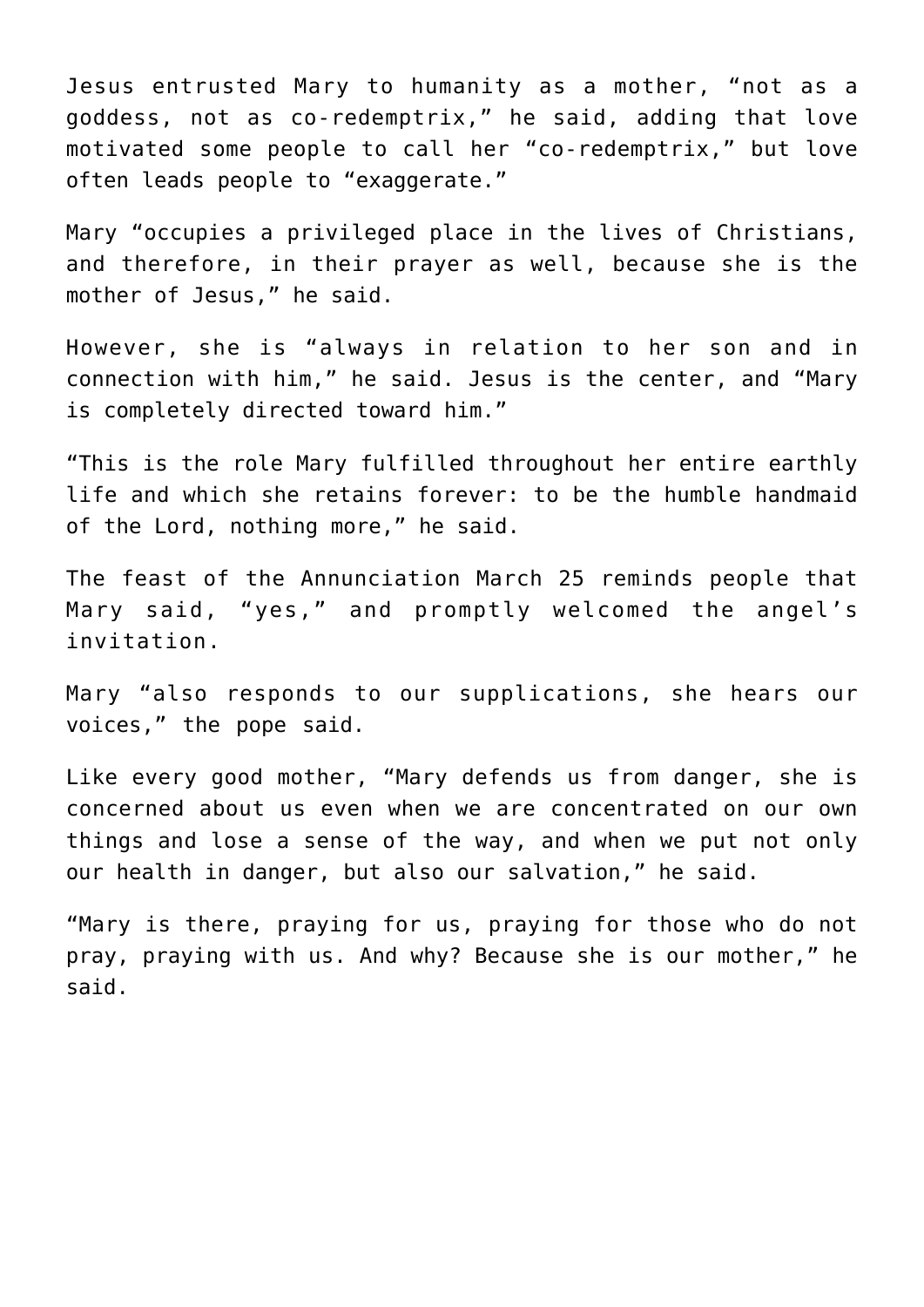Jesus entrusted Mary to humanity as a mother, "not as a goddess, not as co-redemptrix," he said, adding that love motivated some people to call her "co-redemptrix," but love often leads people to "exaggerate."

Mary "occupies a privileged place in the lives of Christians, and therefore, in their prayer as well, because she is the mother of Jesus," he said.

However, she is "always in relation to her son and in connection with him," he said. Jesus is the center, and "Mary is completely directed toward him."

"This is the role Mary fulfilled throughout her entire earthly life and which she retains forever: to be the humble handmaid of the Lord, nothing more," he said.

The feast of the Annunciation March 25 reminds people that Mary said, "yes," and promptly welcomed the angel's invitation.

Mary "also responds to our supplications, she hears our voices," the pope said.

Like every good mother, "Mary defends us from danger, she is concerned about us even when we are concentrated on our own things and lose a sense of the way, and when we put not only our health in danger, but also our salvation," he said.

"Mary is there, praying for us, praying for those who do not pray, praying with us. And why? Because she is our mother," he said.